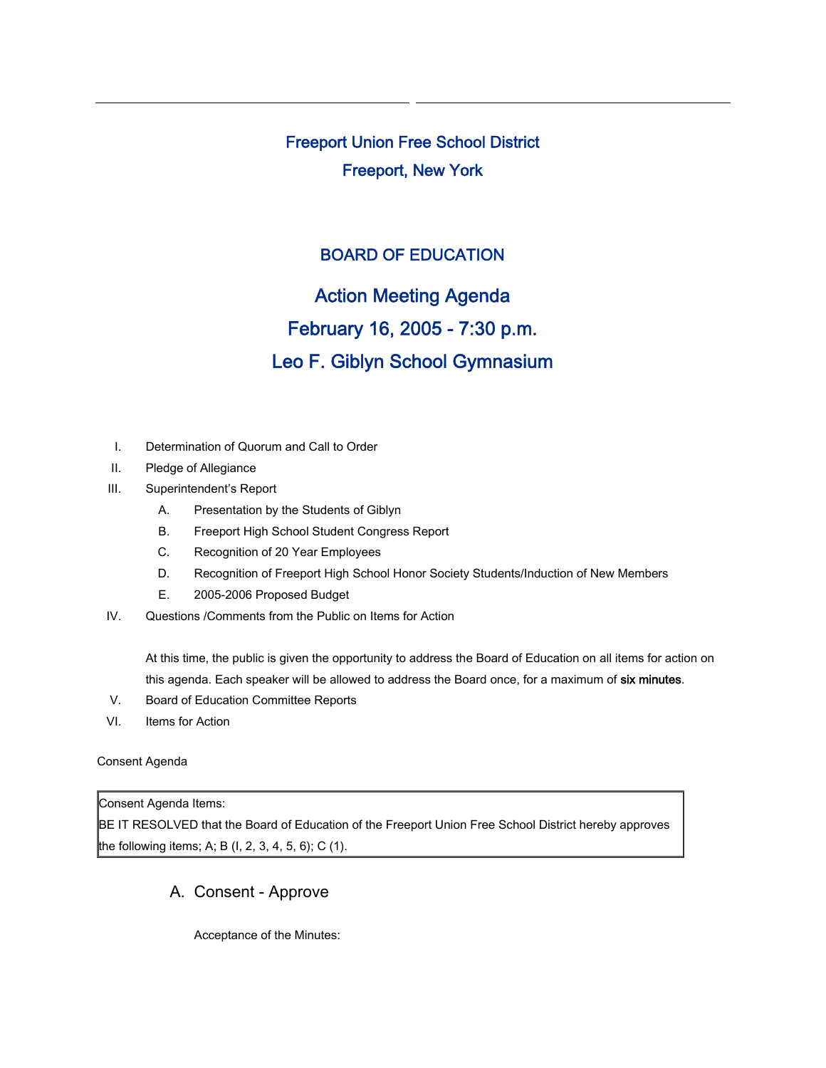# Freeport Union Free School District

## Freeport, New York

## BOARD OF EDUCATION

## Action Meeting Agenda

## February 16, 2005 - 7:30 p.m.

## Leo F. Giblyn School Gymnasium

I. Determination of Quorum and Call to Order

II. Pledge of Allegiance

III. Superintendent's Report

   A. Presentation by the Students of Giblyn

   B. Freeport High School Student Congress Report

   C. Recognition of 20 Year Employees

   D. Recognition of Freeport High School Honor Society Students/Induction of New Members

   E. 2005-2006 Proposed Budget

IV. Questions /Comments from the Public on Items for Action

   At this time, the public is given the opportunity to address the Board of Education on all items for action on this agenda. Each speaker will be allowed to address the Board once, for a maximum of **six minutes**.

V. Board of Education Committee Reports

VI. Items for Action

Consent Agenda

| Consent Agenda Items: BE IT RESOLVED that the Board of Education of the Freeport Union Free School District hereby approves the following items; A; B (I, 2, 3, 4, 5, 6); C (1). |
|---|

### A. Consent - Approve

Acceptance of the Minutes: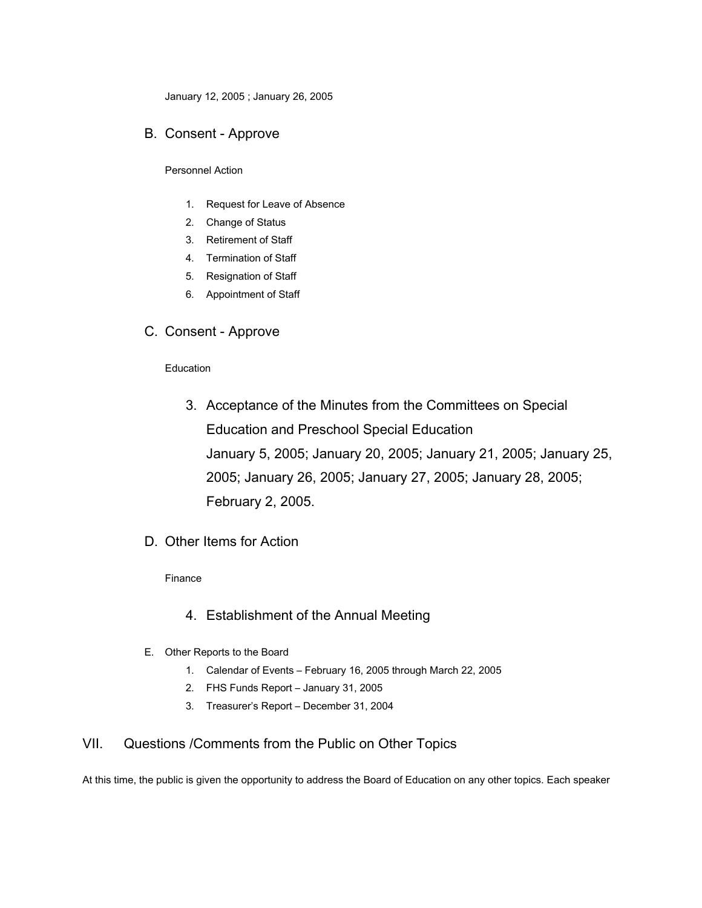January 12, 2005 ; January 26, 2005

## B. Consent - Approve

Personnel Action

1. Request for Leave of Absence
2. Change of Status
3. Retirement of Staff
4. Termination of Staff
5. Resignation of Staff
6. Appointment of Staff

## C. Consent - Approve

Education

3. Acceptance of the Minutes from the Committees on Special Education and Preschool Special Education
   January 5, 2005; January 20, 2005; January 21, 2005; January 25, 2005; January 26, 2005; January 27, 2005; January 28, 2005; February 2, 2005.

## D. Other Items for Action

Finance

4. Establishment of the Annual Meeting

E. Other Reports to the Board

1. Calendar of Events – February 16, 2005 through March 22, 2005
2. FHS Funds Report – January 31, 2005
3. Treasurer's Report – December 31, 2004

## VII. Questions /Comments from the Public on Other Topics

At this time, the public is given the opportunity to address the Board of Education on any other topics. Each speaker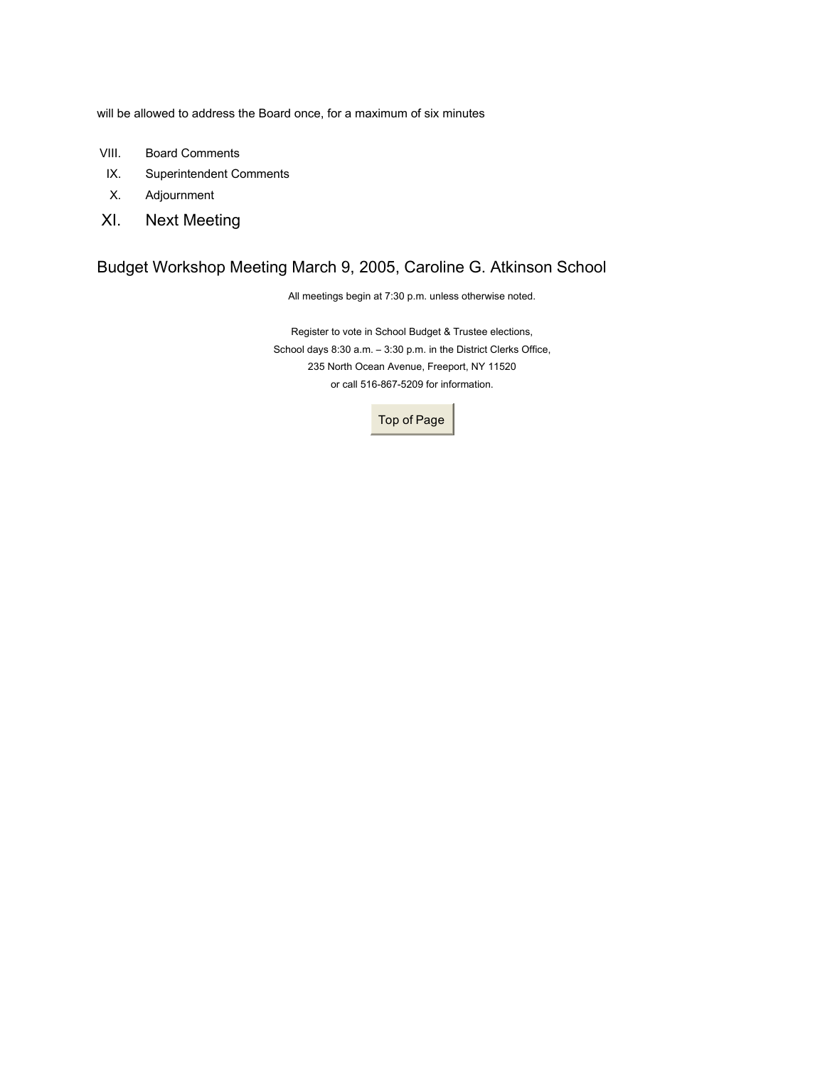will be allowed to address the Board once, for a maximum of six minutes

VIII. Board Comments

IX. Superintendent Comments

X. Adjournment

XI. Next Meeting

## Budget Workshop Meeting March 9, 2005, Caroline G. Atkinson School

All meetings begin at 7:30 p.m. unless otherwise noted.

Register to vote in School Budget & Trustee elections,
School days 8:30 a.m. – 3:30 p.m. in the District Clerks Office,
235 North Ocean Avenue, Freeport, NY 11520
or call 516-867-5209 for information.

Top of Page